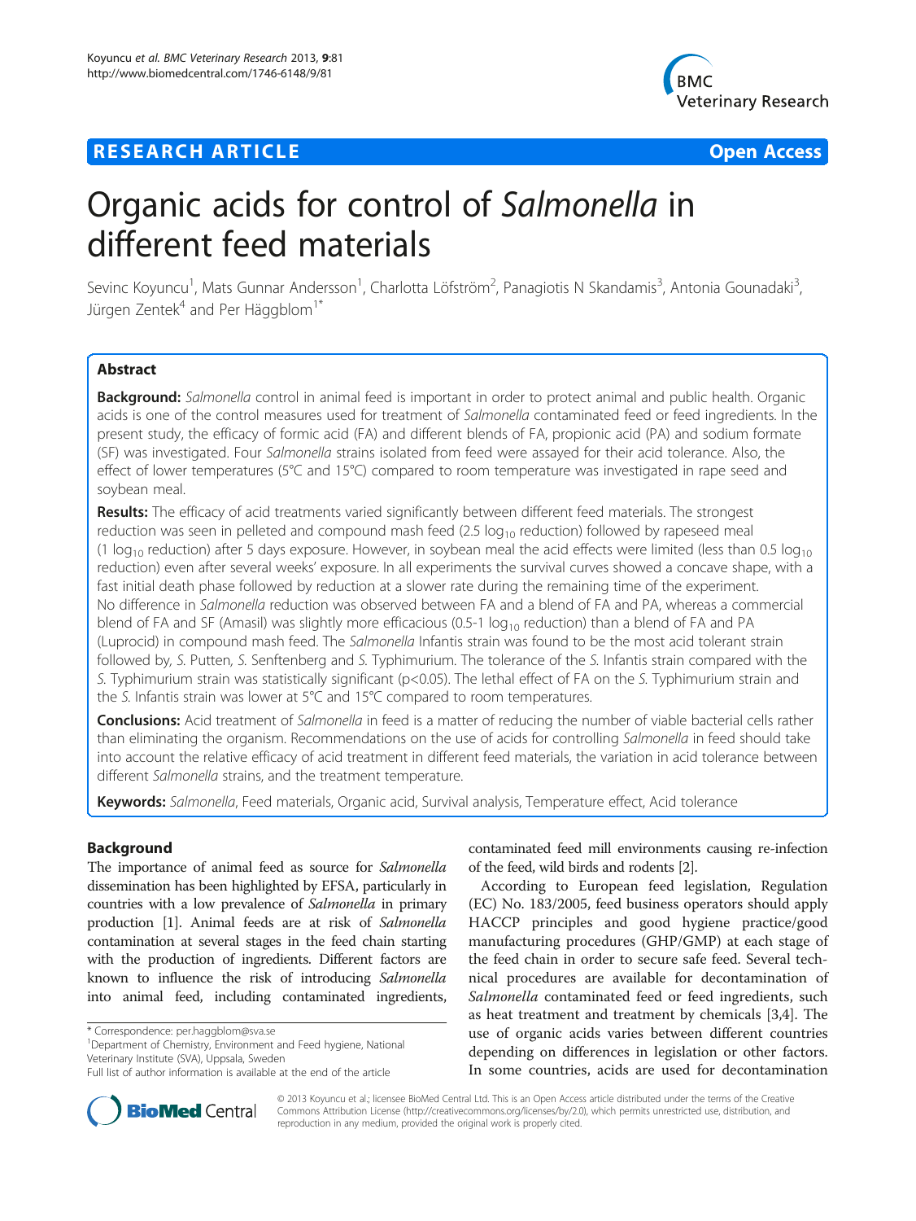**RESEARCH ARTICLE** **Open Access**

# Organic acids for control of *Salmonella* in different feed materials

Sevinc Koyuncu[1], Mats Gunnar Andersson[1], Charlotta Löfström[2], Panagiotis N Skandamis[3], Antonia Gounadaki[3], Jürgen Zentek[4] and Per Häggblom[1*]

## Abstract

**Background:** *Salmonella* control in animal feed is important in order to protect animal and public health. Organic acids is one of the control measures used for treatment of *Salmonella* contaminated feed or feed ingredients. In the present study, the efficacy of formic acid (FA) and different blends of FA, propionic acid (PA) and sodium formate (SF) was investigated. Four *Salmonella* strains isolated from feed were assayed for their acid tolerance. Also, the effect of lower temperatures (5°C and 15°C) compared to room temperature was investigated in rape seed and soybean meal.

**Results:** The efficacy of acid treatments varied significantly between different feed materials. The strongest reduction was seen in pelleted and compound mash feed (2.5 $\log_{10}$ reduction) followed by rapeseed meal (1 $\log_{10}$ reduction) after 5 days exposure. However, in soybean meal the acid effects were limited (less than 0.5 $\log_{10}$ reduction) even after several weeks' exposure. In all experiments the survival curves showed a concave shape, with a fast initial death phase followed by reduction at a slower rate during the remaining time of the experiment. No difference in *Salmonella* reduction was observed between FA and a blend of FA and PA, whereas a commercial blend of FA and SF (Amasil) was slightly more efficacious (0.5-1 $\log_{10}$ reduction) than a blend of FA and PA (Luprocid) in compound mash feed. The *Salmonella* Infantis strain was found to be the most acid tolerant strain followed by, *S.* Putten, *S.* Senftenberg and *S.* Typhimurium. The tolerance of the *S.* Infantis strain compared with the *S.* Typhimurium strain was statistically significant ($p<0.05$). The lethal effect of FA on the *S.* Typhimurium strain and the *S.* Infantis strain was lower at 5°C and 15°C compared to room temperatures.

**Conclusions:** Acid treatment of *Salmonella* in feed is a matter of reducing the number of viable bacterial cells rather than eliminating the organism. Recommendations on the use of acids for controlling *Salmonella* in feed should take into account the relative efficacy of acid treatment in different feed materials, the variation in acid tolerance between different *Salmonella* strains, and the treatment temperature.

**Keywords:** *Salmonella*, Feed materials, Organic acid, Survival analysis, Temperature effect, Acid tolerance

## Background

The importance of animal feed as source for *Salmonella* dissemination has been highlighted by EFSA, particularly in countries with a low prevalence of *Salmonella* in primary production [1]. Animal feeds are at risk of *Salmonella* contamination at several stages in the feed chain starting with the production of ingredients. Different factors are known to influence the risk of introducing *Salmonella* into animal feed, including contaminated ingredients, contaminated feed mill environments causing re-infection of the feed, wild birds and rodents [2].

According to European feed legislation, Regulation (EC) No. 183/2005, feed business operators should apply HACCP principles and good hygiene practice/good manufacturing procedures (GHP/GMP) at each stage of the feed chain in order to secure safe feed. Several technical procedures are available for decontamination of *Salmonella* contaminated feed or feed ingredients, such as heat treatment and treatment by chemicals [3,4]. The use of organic acids varies between different countries depending on differences in legislation or other factors. In some countries, acids are used for decontamination

\* Correspondence: per.haggblom@sva.se
[1]Department of Chemistry, Environment and Feed hygiene, National Veterinary Institute (SVA), Uppsala, Sweden
Full list of author information is available at the end of the article

© 2013 Koyuncu et al.; licensee BioMed Central Ltd. This is an Open Access article distributed under the terms of the Creative Commons Attribution License (http://creativecommons.org/licenses/by/2.0), which permits unrestricted use, distribution, and reproduction in any medium, provided the original work is properly cited.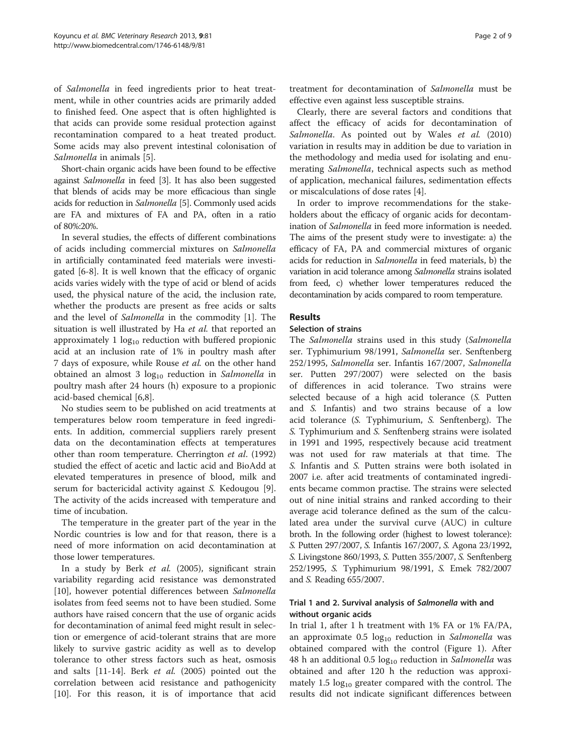of *Salmonella* in feed ingredients prior to heat treatment, while in other countries acids are primarily added to finished feed. One aspect that is often highlighted is that acids can provide some residual protection against recontamination compared to a heat treated product. Some acids may also prevent intestinal colonisation of *Salmonella* in animals [5].

Short-chain organic acids have been found to be effective against *Salmonella* in feed [3]. It has also been suggested that blends of acids may be more efficacious than single acids for reduction in *Salmonella* [5]. Commonly used acids are FA and mixtures of FA and PA, often in a ratio of 80%:20%.

In several studies, the effects of different combinations of acids including commercial mixtures on *Salmonella* in artificially contaminated feed materials were investigated [6-8]. It is well known that the efficacy of organic acids varies widely with the type of acid or blend of acids used, the physical nature of the acid, the inclusion rate, whether the products are present as free acids or salts and the level of *Salmonella* in the commodity [1]. The situation is well illustrated by Ha *et al.* that reported an approximately 1 $\log_{10}$ reduction with buffered propionic acid at an inclusion rate of 1% in poultry mash after 7 days of exposure, while Rouse *et al.* on the other hand obtained an almost 3 $\log_{10}$ reduction in *Salmonella* in poultry mash after 24 hours (h) exposure to a propionic acid-based chemical [6,8].

No studies seem to be published on acid treatments at temperatures below room temperature in feed ingredients. In addition, commercial suppliers rarely present data on the decontamination effects at temperatures other than room temperature. Cherrington *et al.* (1992) studied the effect of acetic and lactic acid and BioAdd at elevated temperatures in presence of blood, milk and serum for bactericidal activity against *S.* Kedougou [9]. The activity of the acids increased with temperature and time of incubation.

The temperature in the greater part of the year in the Nordic countries is low and for that reason, there is a need of more information on acid decontamination at those lower temperatures.

In a study by Berk *et al.* (2005), significant strain variability regarding acid resistance was demonstrated [10], however potential differences between *Salmonella* isolates from feed seems not to have been studied. Some authors have raised concern that the use of organic acids for decontamination of animal feed might result in selection or emergence of acid-tolerant strains that are more likely to survive gastric acidity as well as to develop tolerance to other stress factors such as heat, osmosis and salts [11-14]. Berk *et al.* (2005) pointed out the correlation between acid resistance and pathogenicity [10]. For this reason, it is of importance that acid treatment for decontamination of *Salmonella* must be effective even against less susceptible strains.

Clearly, there are several factors and conditions that affect the efficacy of acids for decontamination of *Salmonella*. As pointed out by Wales *et al.* (2010) variation in results may in addition be due to variation in the methodology and media used for isolating and enumerating *Salmonella*, technical aspects such as method of application, mechanical failures, sedimentation effects or miscalculations of dose rates [4].

In order to improve recommendations for the stakeholders about the efficacy of organic acids for decontamination of *Salmonella* in feed more information is needed. The aims of the present study were to investigate: a) the efficacy of FA, PA and commercial mixtures of organic acids for reduction in *Salmonella* in feed materials, b) the variation in acid tolerance among *Salmonella* strains isolated from feed, c) whether lower temperatures reduced the decontamination by acids compared to room temperature.

## Results

### Selection of strains

The *Salmonella* strains used in this study (*Salmonella* ser. Typhimurium 98/1991, *Salmonella* ser. Senftenberg 252/1995, *Salmonella* ser. Infantis 167/2007, *Salmonella* ser. Putten 297/2007) were selected on the basis of differences in acid tolerance. Two strains were selected because of a high acid tolerance (*S.* Putten and *S.* Infantis) and two strains because of a low acid tolerance (*S.* Typhimurium, *S.* Senftenberg). The *S.* Typhimurium and *S.* Senftenberg strains were isolated in 1991 and 1995, respectively because acid treatment was not used for raw materials at that time. The *S.* Infantis and *S.* Putten strains were both isolated in 2007 i.e. after acid treatments of contaminated ingredients became common practise. The strains were selected out of nine initial strains and ranked according to their average acid tolerance defined as the sum of the calculated area under the survival curve (AUC) in culture broth. In the following order (highest to lowest tolerance): *S.* Putten 297/2007, *S.* Infantis 167/2007, *S.* Agona 23/1992, *S.* Livingstone 860/1993, *S.* Putten 355/2007, *S.* Senftenberg 252/1995, *S.* Typhimurium 98/1991, *S.* Emek 782/2007 and *S.* Reading 655/2007.

### Trial 1 and 2. Survival analysis of *Salmonella* with and without organic acids

In trial 1, after 1 h treatment with 1% FA or 1% FA/PA, an approximate 0.5 $\log_{10}$ reduction in *Salmonella* was obtained compared with the control (Figure 1). After 48 h an additional 0.5 $\log_{10}$ reduction in *Salmonella* was obtained and after 120 h the reduction was approximately 1.5 $\log_{10}$ greater compared with the control. The results did not indicate significant differences between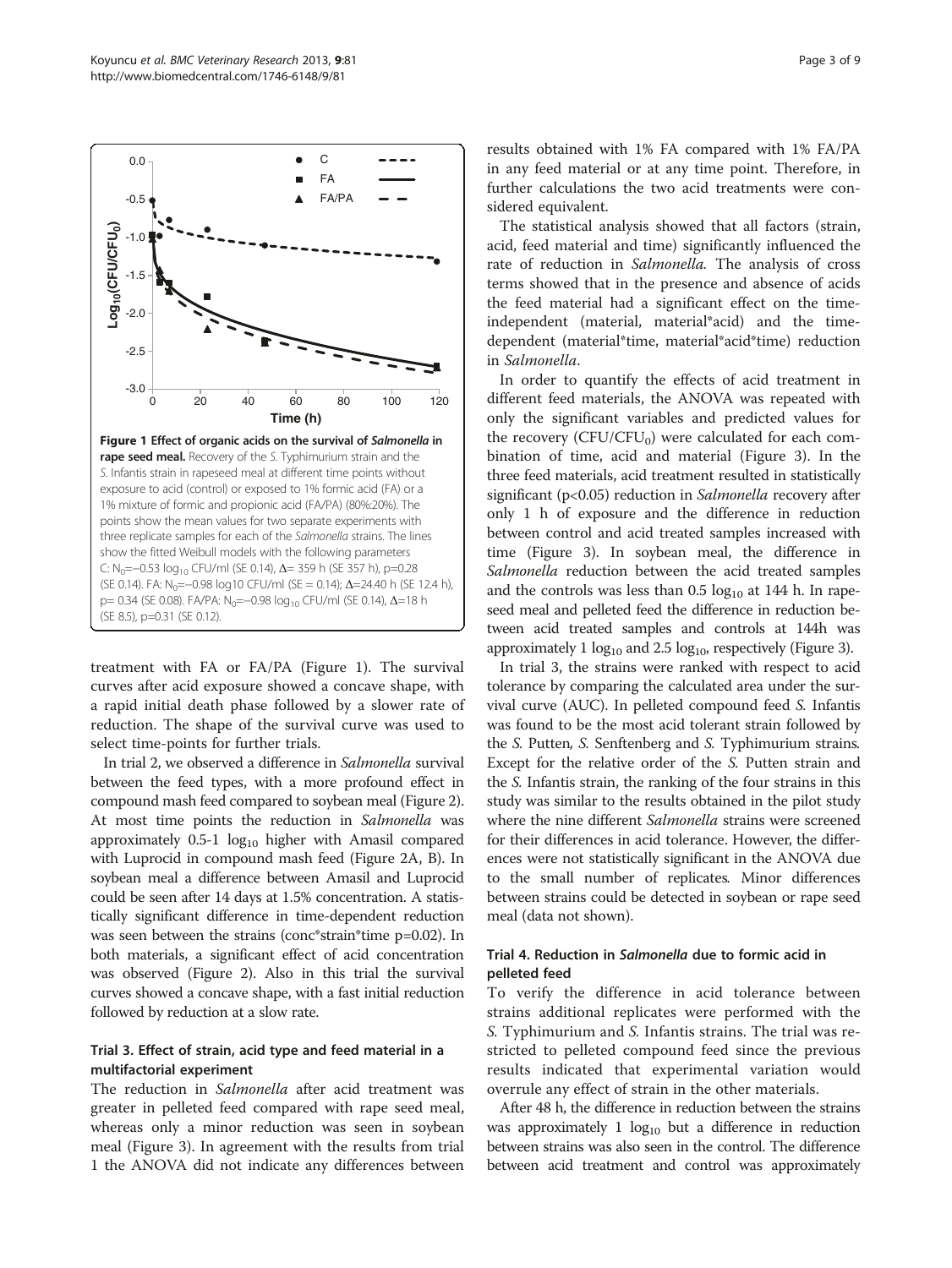**Figure 1 Effect of organic acids on the survival of *Salmonella* in rape seed meal.** Recovery of the *S.* Typhimurium strain and the *S.* Infantis strain in rapeseed meal at different time points without exposure to acid (control) or exposed to 1% formic acid (FA) or a 1% mixture of formic and propionic acid (FA/PA) (80%:20%). The points show the mean values for two separate experiments with three replicate samples for each of the *Salmonella* strains. The lines show the fitted Weibull models with the following parameters C: $N_0$=−0.53 $\log_{10}$ CFU/ml (SE 0.14), Δ= 359 h (SE 357 h), p=0.28 (SE 0.14). FA: $N_0$=−0.98 log10 CFU/ml (SE = 0.14); Δ=24.40 h (SE 12.4 h), p= 0.34 (SE 0.08). FA/PA: $N_0$=−0.98 $\log_{10}$ CFU/ml (SE 0.14), Δ=18 h (SE 8.5), p=0.31 (SE 0.12).

treatment with FA or FA/PA (Figure 1). The survival curves after acid exposure showed a concave shape, with a rapid initial death phase followed by a slower rate of reduction. The shape of the survival curve was used to select time-points for further trials.

In trial 2, we observed a difference in *Salmonella* survival between the feed types, with a more profound effect in compound mash feed compared to soybean meal (Figure 2). At most time points the reduction in *Salmonella* was approximately 0.5-1 $\log_{10}$ higher with Amasil compared with Luprocid in compound mash feed (Figure 2A, B). In soybean meal a difference between Amasil and Luprocid could be seen after 14 days at 1.5% concentration. A statistically significant difference in time-dependent reduction was seen between the strains (conc*strain*time p=0.02). In both materials, a significant effect of acid concentration was observed (Figure 2). Also in this trial the survival curves showed a concave shape, with a fast initial reduction followed by reduction at a slow rate.

### Trial 3. Effect of strain, acid type and feed material in a multifactorial experiment

The reduction in *Salmonella* after acid treatment was greater in pelleted feed compared with rape seed meal, whereas only a minor reduction was seen in soybean meal (Figure 3). In agreement with the results from trial 1 the ANOVA did not indicate any differences between results obtained with 1% FA compared with 1% FA/PA in any feed material or at any time point. Therefore, in further calculations the two acid treatments were considered equivalent.

The statistical analysis showed that all factors (strain, acid, feed material and time) significantly influenced the rate of reduction in *Salmonella*. The analysis of cross terms showed that in the presence and absence of acids the feed material had a significant effect on the time-independent (material, material*acid) and the time-dependent (material*time, material*acid*time) reduction in *Salmonella*.

In order to quantify the effects of acid treatment in different feed materials, the ANOVA was repeated with only the significant variables and predicted values for the recovery ($CFU/CFU_0$) were calculated for each combination of time, acid and material (Figure 3). In the three feed materials, acid treatment resulted in statistically significant (p<0.05) reduction in *Salmonella* recovery after only 1 h of exposure and the difference in reduction between control and acid treated samples increased with time (Figure 3). In soybean meal, the difference in *Salmonella* reduction between the acid treated samples and the controls was less than 0.5 $\log_{10}$ at 144 h. In rapeseed meal and pelleted feed the difference in reduction between acid treated samples and controls at 144h was approximately 1 $\log_{10}$ and 2.5 $\log_{10}$, respectively (Figure 3).

In trial 3, the strains were ranked with respect to acid tolerance by comparing the calculated area under the survival curve (AUC). In pelleted compound feed *S.* Infantis was found to be the most acid tolerant strain followed by the *S.* Putten*, S.* Senftenberg and *S.* Typhimurium strains*.* Except for the relative order of the *S.* Putten strain and the *S.* Infantis strain, the ranking of the four strains in this study was similar to the results obtained in the pilot study where the nine different *Salmonella* strains were screened for their differences in acid tolerance. However, the differences were not statistically significant in the ANOVA due to the small number of replicates*.* Minor differences between strains could be detected in soybean or rape seed meal (data not shown).

### Trial 4. Reduction in *Salmonella* due to formic acid in pelleted feed

To verify the difference in acid tolerance between strains additional replicates were performed with the *S.* Typhimurium and *S.* Infantis strains. The trial was restricted to pelleted compound feed since the previous results indicated that experimental variation would overrule any effect of strain in the other materials.

After 48 h, the difference in reduction between the strains was approximately 1 $\log_{10}$ but a difference in reduction between strains was also seen in the control. The difference between acid treatment and control was approximately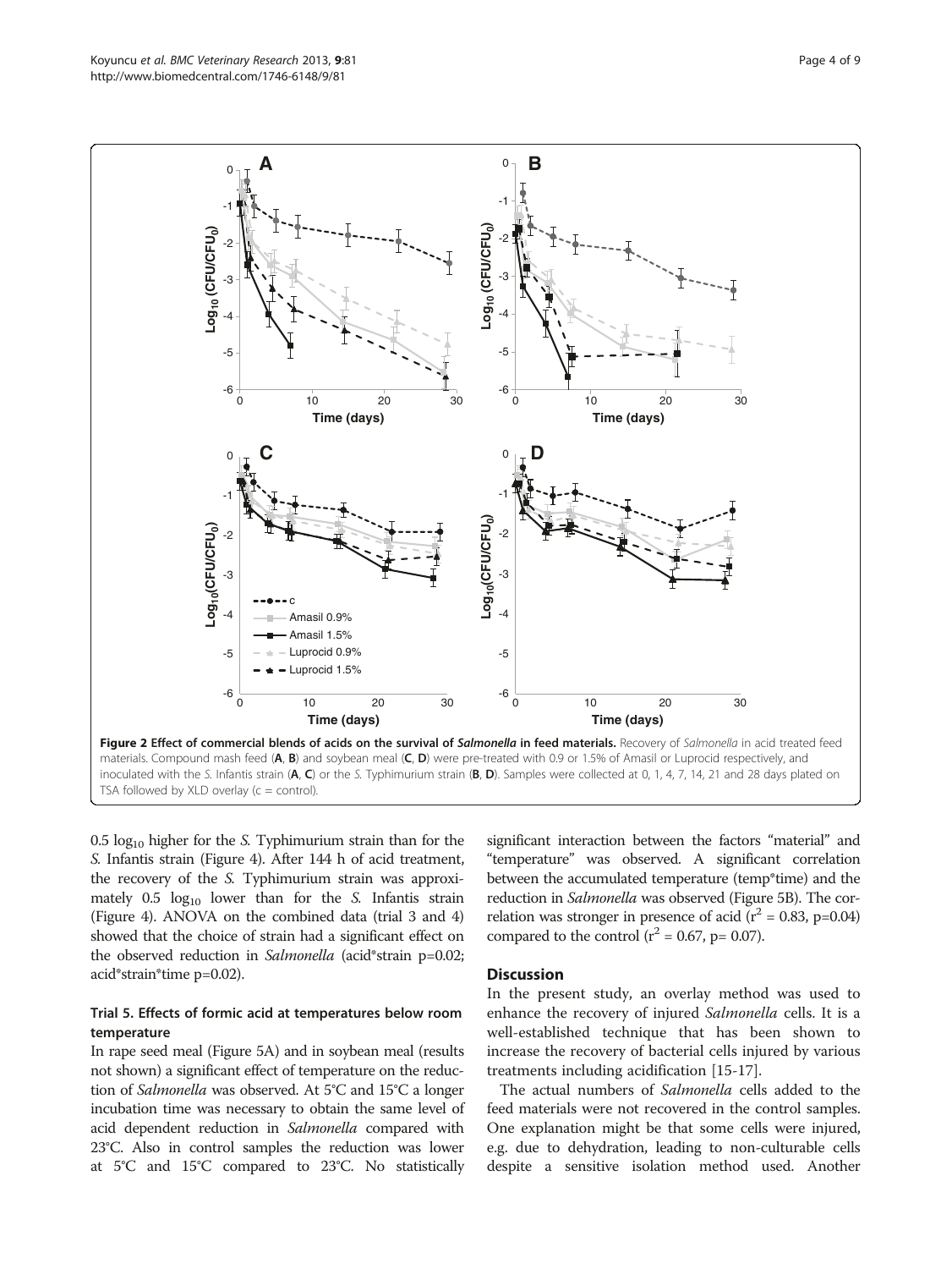**Figure 2 Effect of commercial blends of acids on the survival of *Salmonella* in feed materials.** Recovery of *Salmonella* in acid treated feed materials. Compound mash feed (**A**, **B**) and soybean meal (**C**, **D**) were pre-treated with 0.9 or 1.5% of Amasil or Luprocid respectively, and inoculated with the *S.* Infantis strain (**A**, **C**) or the *S.* Typhimurium strain (**B**, **D**). Samples were collected at 0, 1, 4, 7, 14, 21 and 28 days plated on TSA followed by XLD overlay (c = control).

0.5 $log_{10}$ higher for the *S.* Typhimurium strain than for the *S.* Infantis strain (Figure 4). After 144 h of acid treatment, the recovery of the *S.* Typhimurium strain was approximately 0.5 $log_{10}$ lower than for the *S.* Infantis strain (Figure 4). ANOVA on the combined data (trial 3 and 4) showed that the choice of strain had a significant effect on the observed reduction in *Salmonella* (acid*strain p=0.02; acid*strain*time p=0.02).

### Trial 5. Effects of formic acid at temperatures below room temperature

In rape seed meal (Figure 5A) and in soybean meal (results not shown) a significant effect of temperature on the reduction of *Salmonella* was observed. At 5°C and 15°C a longer incubation time was necessary to obtain the same level of acid dependent reduction in *Salmonella* compared with 23°C. Also in control samples the reduction was lower at 5°C and 15°C compared to 23°C. No statistically significant interaction between the factors "material" and "temperature" was observed. A significant correlation between the accumulated temperature (temp*time) and the reduction in *Salmonella* was observed (Figure 5B). The correlation was stronger in presence of acid ($r^2$ = 0.83, p=0.04) compared to the control ($r^2$ = 0.67, p= 0.07).

## Discussion

In the present study, an overlay method was used to enhance the recovery of injured *Salmonella* cells. It is a well-established technique that has been shown to increase the recovery of bacterial cells injured by various treatments including acidification [15-17].

The actual numbers of *Salmonella* cells added to the feed materials were not recovered in the control samples. One explanation might be that some cells were injured, e.g. due to dehydration, leading to non-culturable cells despite a sensitive isolation method used. Another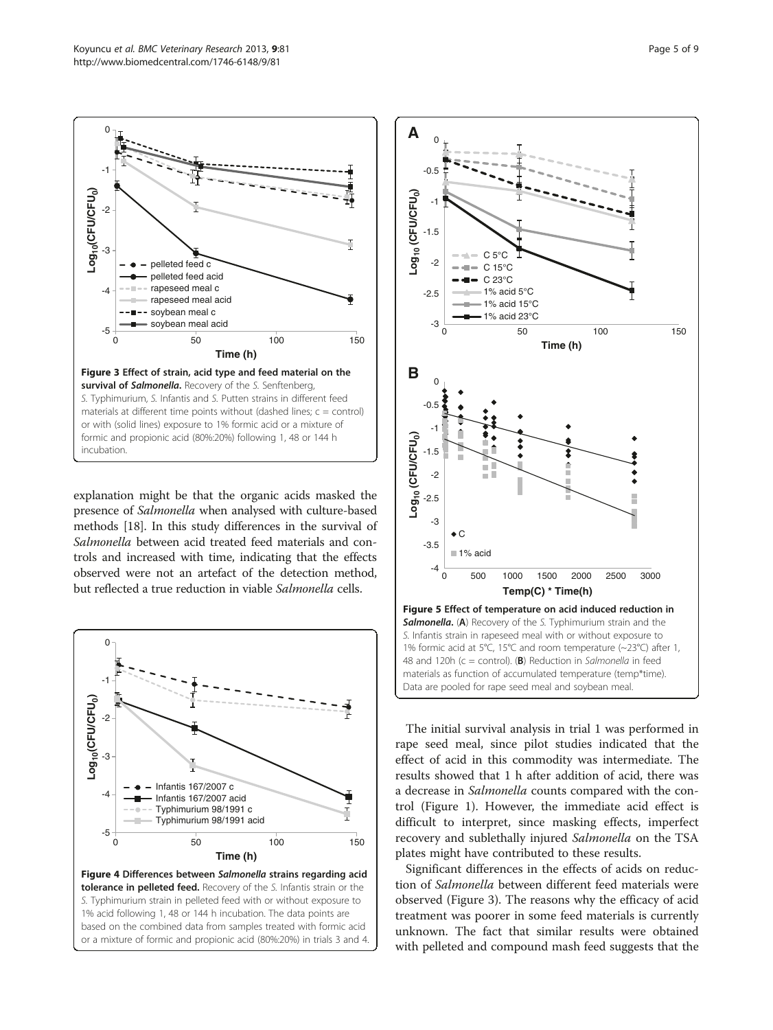**Figure 3 Effect of strain, acid type and feed material on the survival of *Salmonella*.** Recovery of the *S.* Senftenberg, *S.* Typhimurium, *S.* Infantis and *S.* Putten strains in different feed materials at different time points without (dashed lines; c = control) or with (solid lines) exposure to 1% formic acid or a mixture of formic and propionic acid (80%:20%) following 1, 48 or 144 h incubation.

explanation might be that the organic acids masked the presence of *Salmonella* when analysed with culture-based methods [18]. In this study differences in the survival of *Salmonella* between acid treated feed materials and controls and increased with time, indicating that the effects observed were not an artefact of the detection method, but reflected a true reduction in viable *Salmonella* cells.

**Figure 4 Differences between *Salmonella* strains regarding acid tolerance in pelleted feed.** Recovery of the *S.* Infantis strain or the *S.* Typhimurium strain in pelleted feed with or without exposure to 1% acid following 1, 48 or 144 h incubation. The data points are based on the combined data from samples treated with formic acid or a mixture of formic and propionic acid (80%:20%) in trials 3 and 4.

**Figure 5 Effect of temperature on acid induced reduction in *Salmonella*.** (**A**) Recovery of the *S.* Typhimurium strain and the *S.* Infantis strain in rapeseed meal with or without exposure to 1% formic acid at 5°C, 15°C and room temperature (~23°C) after 1, 48 and 120h (c = control). (**B**) Reduction in *Salmonella* in feed materials as function of accumulated temperature (temp*time). Data are pooled for rape seed meal and soybean meal.

The initial survival analysis in trial 1 was performed in rape seed meal, since pilot studies indicated that the effect of acid in this commodity was intermediate. The results showed that 1 h after addition of acid, there was a decrease in *Salmonella* counts compared with the control (Figure 1). However, the immediate acid effect is difficult to interpret, since masking effects, imperfect recovery and sublethally injured *Salmonella* on the TSA plates might have contributed to these results.

Significant differences in the effects of acids on reduction of *Salmonella* between different feed materials were observed (Figure 3). The reasons why the efficacy of acid treatment was poorer in some feed materials is currently unknown. The fact that similar results were obtained with pelleted and compound mash feed suggests that the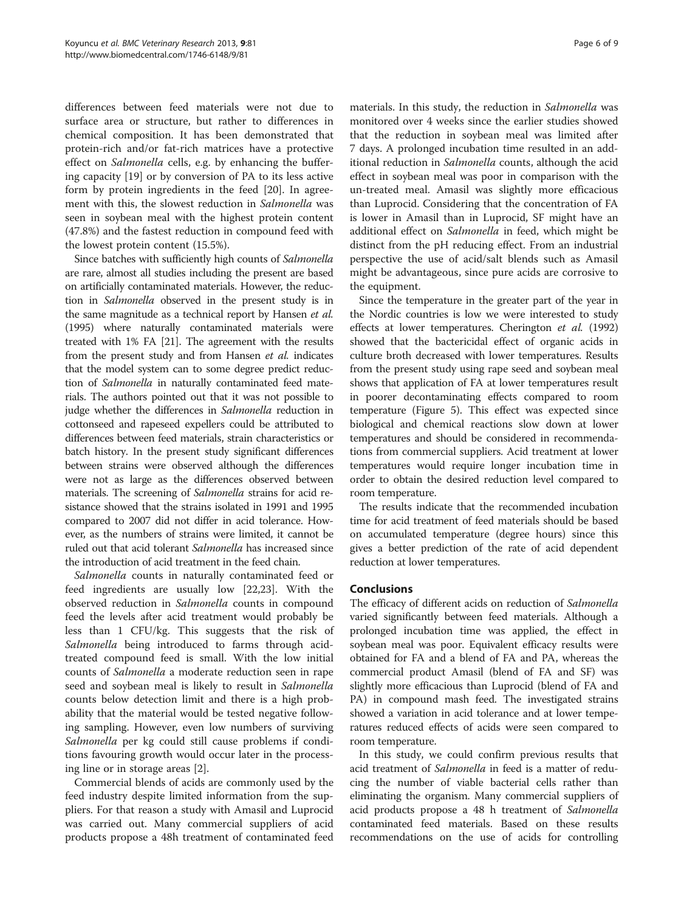differences between feed materials were not due to surface area or structure, but rather to differences in chemical composition. It has been demonstrated that protein-rich and/or fat-rich matrices have a protective effect on *Salmonella* cells, e.g. by enhancing the buffering capacity [19] or by conversion of PA to its less active form by protein ingredients in the feed [20]. In agreement with this, the slowest reduction in *Salmonella* was seen in soybean meal with the highest protein content (47.8%) and the fastest reduction in compound feed with the lowest protein content (15.5%).

Since batches with sufficiently high counts of *Salmonella* are rare, almost all studies including the present are based on artificially contaminated materials. However, the reduction in *Salmonella* observed in the present study is in the same magnitude as a technical report by Hansen *et al.* (1995) where naturally contaminated materials were treated with 1% FA [21]. The agreement with the results from the present study and from Hansen *et al.* indicates that the model system can to some degree predict reduction of *Salmonella* in naturally contaminated feed materials. The authors pointed out that it was not possible to judge whether the differences in *Salmonella* reduction in cottonseed and rapeseed expellers could be attributed to differences between feed materials, strain characteristics or batch history. In the present study significant differences between strains were observed although the differences were not as large as the differences observed between materials. The screening of *Salmonella* strains for acid resistance showed that the strains isolated in 1991 and 1995 compared to 2007 did not differ in acid tolerance. However, as the numbers of strains were limited, it cannot be ruled out that acid tolerant *Salmonella* has increased since the introduction of acid treatment in the feed chain.

*Salmonella* counts in naturally contaminated feed or feed ingredients are usually low [22,23]. With the observed reduction in *Salmonella* counts in compound feed the levels after acid treatment would probably be less than 1 CFU/kg. This suggests that the risk of *Salmonella* being introduced to farms through acid-treated compound feed is small. With the low initial counts of *Salmonella* a moderate reduction seen in rape seed and soybean meal is likely to result in *Salmonella* counts below detection limit and there is a high probability that the material would be tested negative following sampling. However, even low numbers of surviving *Salmonella* per kg could still cause problems if conditions favouring growth would occur later in the processing line or in storage areas [2].

Commercial blends of acids are commonly used by the feed industry despite limited information from the suppliers. For that reason a study with Amasil and Luprocid was carried out. Many commercial suppliers of acid products propose a 48h treatment of contaminated feed materials. In this study, the reduction in *Salmonella* was monitored over 4 weeks since the earlier studies showed that the reduction in soybean meal was limited after 7 days. A prolonged incubation time resulted in an additional reduction in *Salmonella* counts, although the acid effect in soybean meal was poor in comparison with the un-treated meal. Amasil was slightly more efficacious than Luprocid. Considering that the concentration of FA is lower in Amasil than in Luprocid, SF might have an additional effect on *Salmonella* in feed, which might be distinct from the pH reducing effect. From an industrial perspective the use of acid/salt blends such as Amasil might be advantageous, since pure acids are corrosive to the equipment.

Since the temperature in the greater part of the year in the Nordic countries is low we were interested to study effects at lower temperatures. Cherington *et al.* (1992) showed that the bactericidal effect of organic acids in culture broth decreased with lower temperatures. Results from the present study using rape seed and soybean meal shows that application of FA at lower temperatures result in poorer decontaminating effects compared to room temperature (Figure 5). This effect was expected since biological and chemical reactions slow down at lower temperatures and should be considered in recommendations from commercial suppliers. Acid treatment at lower temperatures would require longer incubation time in order to obtain the desired reduction level compared to room temperature.

The results indicate that the recommended incubation time for acid treatment of feed materials should be based on accumulated temperature (degree hours) since this gives a better prediction of the rate of acid dependent reduction at lower temperatures.

## Conclusions

The efficacy of different acids on reduction of *Salmonella* varied significantly between feed materials. Although a prolonged incubation time was applied, the effect in soybean meal was poor. Equivalent efficacy results were obtained for FA and a blend of FA and PA, whereas the commercial product Amasil (blend of FA and SF) was slightly more efficacious than Luprocid (blend of FA and PA) in compound mash feed. The investigated strains showed a variation in acid tolerance and at lower temperatures reduced effects of acids were seen compared to room temperature.

In this study, we could confirm previous results that acid treatment of *Salmonella* in feed is a matter of reducing the number of viable bacterial cells rather than eliminating the organism. Many commercial suppliers of acid products propose a 48 h treatment of *Salmonella* contaminated feed materials. Based on these results recommendations on the use of acids for controlling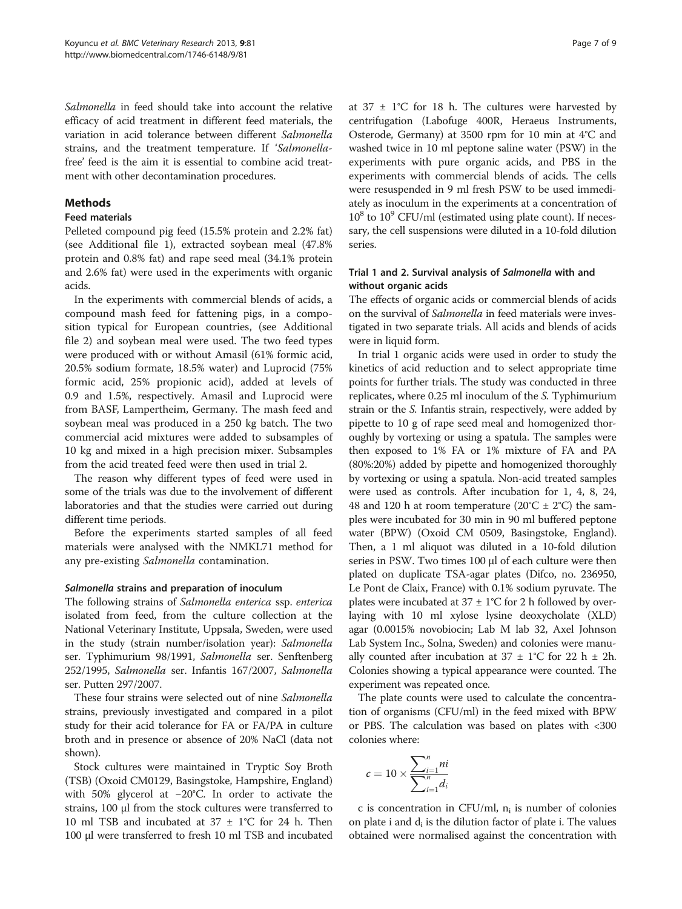*Salmonella* in feed should take into account the relative efficacy of acid treatment in different feed materials, the variation in acid tolerance between different *Salmonella* strains, and the treatment temperature. If '*Salmonella*-free' feed is the aim it is essential to combine acid treatment with other decontamination procedures.

## Methods

### Feed materials

Pelleted compound pig feed (15.5% protein and 2.2% fat) (see Additional file 1), extracted soybean meal (47.8% protein and 0.8% fat) and rape seed meal (34.1% protein and 2.6% fat) were used in the experiments with organic acids.

In the experiments with commercial blends of acids, a compound mash feed for fattening pigs, in a composition typical for European countries, (see Additional file 2) and soybean meal were used. The two feed types were produced with or without Amasil (61% formic acid, 20.5% sodium formate, 18.5% water) and Luprocid (75% formic acid, 25% propionic acid), added at levels of 0.9 and 1.5%, respectively. Amasil and Luprocid were from BASF, Lampertheim, Germany. The mash feed and soybean meal was produced in a 250 kg batch. The two commercial acid mixtures were added to subsamples of 10 kg and mixed in a high precision mixer. Subsamples from the acid treated feed were then used in trial 2.

The reason why different types of feed were used in some of the trials was due to the involvement of different laboratories and that the studies were carried out during different time periods.

Before the experiments started samples of all feed materials were analysed with the NMKL71 method for any pre-existing *Salmonella* contamination.

#### *Salmonella* strains and preparation of inoculum

The following strains of *Salmonella enterica* ssp. *enterica* isolated from feed, from the culture collection at the National Veterinary Institute, Uppsala, Sweden, were used in the study (strain number/isolation year): *Salmonella* ser. Typhimurium 98/1991, *Salmonella* ser. Senftenberg 252/1995, *Salmonella* ser. Infantis 167/2007, *Salmonella* ser. Putten 297/2007.

These four strains were selected out of nine *Salmonella* strains, previously investigated and compared in a pilot study for their acid tolerance for FA or FA/PA in culture broth and in presence or absence of 20% NaCl (data not shown).

Stock cultures were maintained in Tryptic Soy Broth (TSB) (Oxoid CM0129, Basingstoke, Hampshire, England) with 50% glycerol at −20°C. In order to activate the strains, 100 μl from the stock cultures were transferred to 10 ml TSB and incubated at 37 ± 1°C for 24 h. Then 100 μl were transferred to fresh 10 ml TSB and incubated at 37 ± 1°C for 18 h. The cultures were harvested by centrifugation (Labofuge 400R, Heraeus Instruments, Osterode, Germany) at 3500 rpm for 10 min at 4°C and washed twice in 10 ml peptone saline water (PSW) in the experiments with pure organic acids, and PBS in the experiments with commercial blends of acids. The cells were resuspended in 9 ml fresh PSW to be used immediately as inoculum in the experiments at a concentration of $10^8$ to $10^9$ CFU/ml (estimated using plate count). If necessary, the cell suspensions were diluted in a 10-fold dilution series.

### Trial 1 and 2. Survival analysis of *Salmonella* with and without organic acids

The effects of organic acids or commercial blends of acids on the survival of *Salmonella* in feed materials were investigated in two separate trials. All acids and blends of acids were in liquid form.

In trial 1 organic acids were used in order to study the kinetics of acid reduction and to select appropriate time points for further trials. The study was conducted in three replicates, where 0.25 ml inoculum of the *S.* Typhimurium strain or the *S.* Infantis strain, respectively, were added by pipette to 10 g of rape seed meal and homogenized thoroughly by vortexing or using a spatula. The samples were then exposed to 1% FA or 1% mixture of FA and PA (80%:20%) added by pipette and homogenized thoroughly by vortexing or using a spatula. Non-acid treated samples were used as controls. After incubation for 1, 4, 8, 24, 48 and 120 h at room temperature (20°C ± 2°C) the samples were incubated for 30 min in 90 ml buffered peptone water (BPW) (Oxoid CM 0509, Basingstoke, England). Then, a 1 ml aliquot was diluted in a 10-fold dilution series in PSW. Two times 100 μl of each culture were then plated on duplicate TSA-agar plates (Difco, no. 236950, Le Pont de Claix, France) with 0.1% sodium pyruvate. The plates were incubated at 37 ± 1°C for 2 h followed by overlaying with 10 ml xylose lysine deoxycholate (XLD) agar (0.0015% novobiocin; Lab M lab 32, Axel Johnson Lab System Inc., Solna, Sweden) and colonies were manually counted after incubation at 37 ± 1°C for 22 h ± 2h. Colonies showing a typical appearance were counted. The experiment was repeated once.

The plate counts were used to calculate the concentration of organisms (CFU/ml) in the feed mixed with BPW or PBS. The calculation was based on plates with <300 colonies where:

$$c = 10 \times \frac{\sum_{i=1}^{n} ni}{\sum_{i=1}^{n} d_i}$$

c is concentration in CFU/ml, $n_i$ is number of colonies on plate i and $d_i$ is the dilution factor of plate i. The values obtained were normalised against the concentration with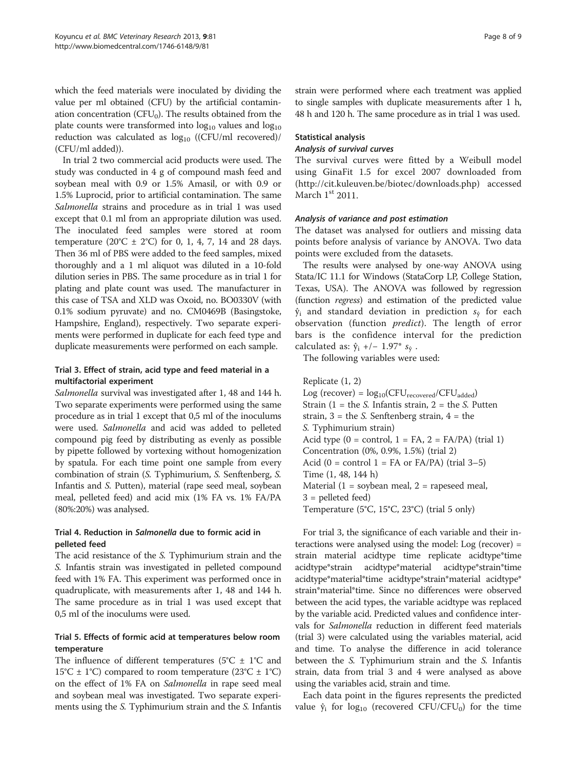which the feed materials were inoculated by dividing the value per ml obtained (CFU) by the artificial contamination concentration ($CFU_0$). The results obtained from the plate counts were transformed into $\log_{10}$ values and $\log_{10}$ reduction was calculated as $\log_{10}$ ((CFU/ml recovered)/ (CFU/ml added)).

In trial 2 two commercial acid products were used. The study was conducted in 4 g of compound mash feed and soybean meal with 0.9 or 1.5% Amasil, or with 0.9 or 1.5% Luprocid, prior to artificial contamination. The same *Salmonella* strains and procedure as in trial 1 was used except that 0.1 ml from an appropriate dilution was used. The inoculated feed samples were stored at room temperature (20°C ± 2°C) for 0, 1, 4, 7, 14 and 28 days. Then 36 ml of PBS were added to the feed samples, mixed thoroughly and a 1 ml aliquot was diluted in a 10-fold dilution series in PBS. The same procedure as in trial 1 for plating and plate count was used. The manufacturer in this case of TSA and XLD was Oxoid, no. BO0330V (with 0.1% sodium pyruvate) and no. CM0469B (Basingstoke, Hampshire, England), respectively. Two separate experiments were performed in duplicate for each feed type and duplicate measurements were performed on each sample.

### Trial 3. Effect of strain, acid type and feed material in a multifactorial experiment

*Salmonella* survival was investigated after 1, 48 and 144 h. Two separate experiments were performed using the same procedure as in trial 1 except that 0,5 ml of the inoculums were used. *Salmonella* and acid was added to pelleted compound pig feed by distributing as evenly as possible by pipette followed by vortexing without homogenization by spatula. For each time point one sample from every combination of strain (*S.* Typhimurium, *S.* Senftenberg, *S.* Infantis and *S.* Putten), material (rape seed meal, soybean meal, pelleted feed) and acid mix (1% FA vs. 1% FA/PA (80%:20%) was analysed.

### Trial 4. Reduction in *Salmonella* due to formic acid in pelleted feed

The acid resistance of the *S.* Typhimurium strain and the *S.* Infantis strain was investigated in pelleted compound feed with 1% FA. This experiment was performed once in quadruplicate, with measurements after 1, 48 and 144 h. The same procedure as in trial 1 was used except that 0,5 ml of the inoculums were used.

### Trial 5. Effects of formic acid at temperatures below room temperature

The influence of different temperatures (5°C ± 1°C and 15°C ± 1°C) compared to room temperature (23°C ± 1°C) on the effect of 1% FA on *Salmonella* in rape seed meal and soybean meal was investigated. Two separate experiments using the *S.* Typhimurium strain and the *S.* Infantis strain were performed where each treatment was applied to single samples with duplicate measurements after 1 h, 48 h and 120 h. The same procedure as in trial 1 was used.

### Statistical analysis

#### *Analysis of survival curves*

The survival curves were fitted by a Weibull model using GinaFit 1.5 for excel 2007 downloaded from (http://cit.kuleuven.be/biotec/downloads.php) accessed March 1st 2011.

#### *Analysis of variance and post estimation*

The dataset was analysed for outliers and missing data points before analysis of variance by ANOVA. Two data points were excluded from the datasets.

The results were analysed by one-way ANOVA using Stata/IC 11.1 for Windows (StataCorp LP, College Station, Texas, USA). The ANOVA was followed by regression (function *regress*) and estimation of the predicted value $\hat{y}_i$ and standard deviation in prediction $s_{\hat{y}}$ for each observation (function *predict*). The length of error bars is the confidence interval for the prediction calculated as: $\hat{y}_i$ +/− 1.97* $s_{\hat{y}}$ .

The following variables were used:

Replicate (1, 2)
Log (recover) = $\log_{10}(CFU_{recovered}/CFU_{added})$
Strain (1 = the *S.* Infantis strain, 2 = the *S.* Putten strain, 3 = the *S.* Senftenberg strain, 4 = the *S.* Typhimurium strain)
Acid type (0 = control, 1 = FA, 2 = FA/PA) (trial 1)
Concentration (0%, 0.9%, 1.5%) (trial 2)
Acid (0 = control 1 = FA or FA/PA) (trial 3–5)
Time (1, 48, 144 h)
Material (1 = soybean meal, 2 = rapeseed meal, 3 = pelleted feed)
Temperature (5°C, 15°C, 23°C) (trial 5 only)

For trial 3, the significance of each variable and their interactions were analysed using the model: Log (recover) = strain material acidtype time replicate acidtype*time acidtype*strain acidtype*material acidtype*strain*time acidtype*material*time acidtype*strain*material acidtype*strain*material*time. Since no differences were observed between the acid types, the variable acidtype was replaced by the variable acid. Predicted values and confidence intervals for *Salmonella* reduction in different feed materials (trial 3) were calculated using the variables material, acid and time. To analyse the difference in acid tolerance between the *S.* Typhimurium strain and the *S.* Infantis strain, data from trial 3 and 4 were analysed as above using the variables acid, strain and time.

Each data point in the figures represents the predicted value $\hat{y}_i$ for $\log_{10}$ (recovered $CFU/CFU_0$) for the time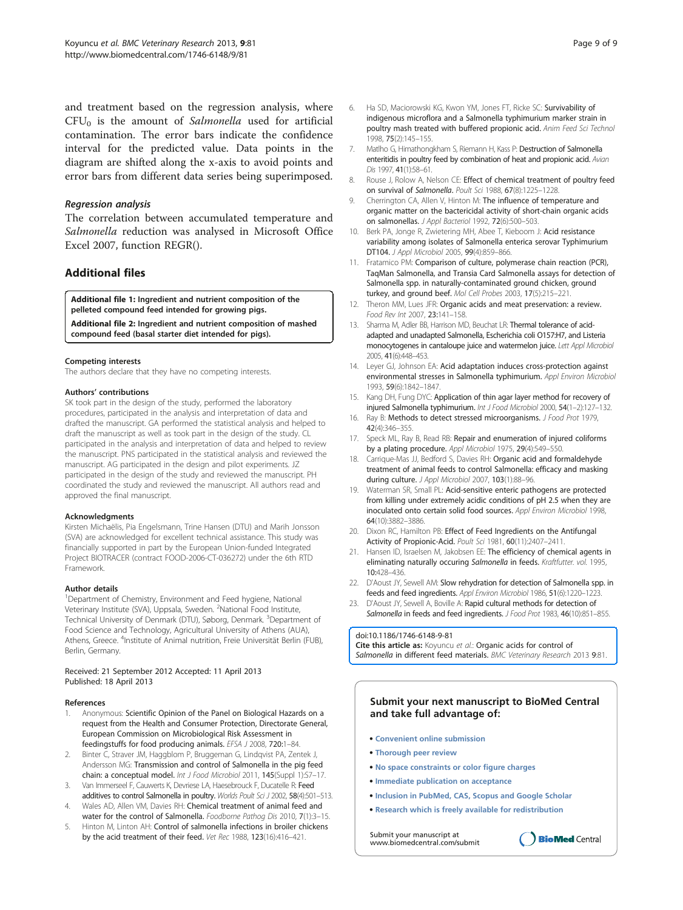and treatment based on the regression analysis, where $CFU_0$ is the amount of *Salmonella* used for artificial contamination. The error bars indicate the confidence interval for the predicted value. Data points in the diagram are shifted along the x-axis to avoid points and error bars from different data series being superimposed.

### Regression analysis

The correlation between accumulated temperature and *Salmonella* reduction was analysed in Microsoft Office Excel 2007, function REGR().

## Additional files

**Additional file 1: Ingredient and nutrient composition of the pelleted compound feed intended for growing pigs.**

**Additional file 2: Ingredient and nutrient composition of mashed compound feed (basal starter diet intended for pigs).**

#### Competing interests

The authors declare that they have no competing interests.

#### Authors' contributions

SK took part in the design of the study, performed the laboratory procedures, participated in the analysis and interpretation of data and drafted the manuscript. GA performed the statistical analysis and helped to draft the manuscript as well as took part in the design of the study. CL participated in the analysis and interpretation of data and helped to review the manuscript. PNS participated in the statistical analysis and reviewed the manuscript. AG participated in the design and pilot experiments. JZ participated in the design of the study and reviewed the manuscript. PH coordinated the study and reviewed the manuscript. All authors read and approved the final manuscript.

#### Acknowledgments

Kirsten Michaëlis, Pia Engelsmann, Trine Hansen (DTU) and Marih Jonsson (SVA) are acknowledged for excellent technical assistance. This study was financially supported in part by the European Union-funded Integrated Project BIOTRACER (contract FOOD-2006-CT-036272) under the 6th RTD Framework.

#### Author details

[1]Department of Chemistry, Environment and Feed hygiene, National Veterinary Institute (SVA), Uppsala, Sweden. [2]National Food Institute, Technical University of Denmark (DTU), Søborg, Denmark. [3]Department of Food Science and Technology, Agricultural University of Athens (AUA), Athens, Greece. [4]Institute of Animal nutrition, Freie Universität Berlin (FUB), Berlin, Germany.

Received: 21 September 2012 Accepted: 11 April 2013
Published: 18 April 2013

#### References

1. Anonymous: **Scientific Opinion of the Panel on Biological Hazards on a request from the Health and Consumer Protection, Directorate General, European Commission on Microbiological Risk Assessment in feedingstuffs for food producing animals.** *EFSA J* 2008, **720:**1–84.
2. Binter C, Straver JM, Haggblom P, Bruggeman G, Lindqvist PA, Zentek J, Andersson MG: **Transmission and control of Salmonella in the pig feed chain: a conceptual model.** *Int J Food Microbiol* 2011, **145**(Suppl 1):S7–17.
3. Van Immerseel F, Cauwerts K, Devriese LA, Haesebrouck F, Ducatelle R: **Feed additives to control Salmonella in poultry.** *Worlds Poult Sci J* 2002, **58**(4):501–513.
4. Wales AD, Allen VM, Davies RH: **Chemical treatment of animal feed and water for the control of Salmonella.** *Foodborne Pathog Dis* 2010, **7**(1):3–15.
5. Hinton M, Linton AH: **Control of salmonella infections in broiler chickens by the acid treatment of their feed.** *Vet Rec* 1988, **123**(16):416–421.
6. Ha SD, Maciorowski KG, Kwon YM, Jones FT, Ricke SC: **Survivability of indigenous microflora and a Salmonella typhimurium marker strain in poultry mash treated with buffered propionic acid.** *Anim Feed Sci Technol* 1998, **75**(2):145–155.
7. Matlho G, Himathongkham S, Riemann H, Kass P: **Destruction of Salmonella enteritidis in poultry feed by combination of heat and propionic acid.** *Avian Dis* 1997, **41**(1):58–61.
8. Rouse J, Rolow A, Nelson CE: **Effect of chemical treatment of poultry feed on survival of *Salmonella*.** *Poult Sci* 1988, **67**(8):1225–1228.
9. Cherrington CA, Allen V, Hinton M: **The influence of temperature and organic matter on the bactericidal activity of short-chain organic acids on salmonellas.** *J Appl Bacteriol* 1992, **72**(6):500–503.
10. Berk PA, Jonge R, Zwietering MH, Abee T, Kieboom J: **Acid resistance variability among isolates of Salmonella enterica serovar Typhimurium DT104.** *J Appl Microbiol* 2005, **99**(4):859–866.
11. Fratamico PM: **Comparison of culture, polymerase chain reaction (PCR), TaqMan Salmonella, and Transia Card Salmonella assays for detection of Salmonella spp. in naturally-contaminated ground chicken, ground turkey, and ground beef.** *Mol Cell Probes* 2003, **17**(5):215–221.
12. Theron MM, Lues JFR: **Organic acids and meat preservation: a review.** *Food Rev Int* 2007, **23:**141–158.
13. Sharma M, Adler BB, Harrison MD, Beuchat LR: **Thermal tolerance of acid-adapted and unadapted Salmonella, Escherichia coli O157:H7, and Listeria monocytogenes in cantaloupe juice and watermelon juice.** *Lett Appl Microbiol* 2005, **41**(6):448–453.
14. Leyer GJ, Johnson EA: **Acid adaptation induces cross-protection against environmental stresses in Salmonella typhimurium.** *Appl Environ Microbiol* 1993, **59**(6):1842–1847.
15. Kang DH, Fung DYC: **Application of thin agar layer method for recovery of injured Salmonella typhimurium.** *Int J Food Microbiol* 2000, **54**(1–2):127–132.
16. Ray B: **Methods to detect stressed microorganisms.** *J Food Prot* 1979, **42**(4):346–355.
17. Speck ML, Ray B, Read RB: **Repair and enumeration of injured coliforms by a plating procedure.** *Appl Microbiol* 1975, **29**(4):549–550.
18. Carrique-Mas JJ, Bedford S, Davies RH: **Organic acid and formaldehyde treatment of animal feeds to control Salmonella: efficacy and masking during culture.** *J Appl Microbiol* 2007, **103**(1):88–96.
19. Waterman SR, Small PL: **Acid-sensitive enteric pathogens are protected from killing under extremely acidic conditions of pH 2.5 when they are inoculated onto certain solid food sources.** *Appl Environ Microbiol* 1998, **64**(10):3882–3886.
20. Dixon RC, Hamilton PB: **Effect of Feed Ingredients on the Antifungal Activity of Propionic-Acid.** *Poult Sci* 1981, **60**(11):2407–2411.
21. Hansen ID, Israelsen M, Jakobsen EE: **The efficiency of chemical agents in eliminating naturally occuring *Salmonella* in feeds.** *Kraftfutter. vol.* 1995, **10:**428–436.
22. D'Aoust JY, Sewell AM: **Slow rehydration for detection of Salmonella spp. in feeds and feed ingredients.** *Appl Environ Microbiol* 1986, **51**(6):1220–1223.
23. D'Aoust JY, Sewell A, Boville A: **Rapid cultural methods for detection of *Salmonella* in feeds and feed ingredients.** *J Food Prot* 1983, **46**(10):851–855.

doi:10.1186/1746-6148-9-81
**Cite this article as:** Koyuncu *et al.*: Organic acids for control of *Salmonella* in different feed materials. *BMC Veterinary Research* 2013 **9**:81.

**Submit your next manuscript to BioMed Central and take full advantage of:**

- **Convenient online submission**
- **Thorough peer review**
- **No space constraints or color figure charges**
- **Immediate publication on acceptance**
- **Inclusion in PubMed, CAS, Scopus and Google Scholar**
- **Research which is freely available for redistribution**

Submit your manuscript at
www.biomedcentral.com/submit

BioMed Central